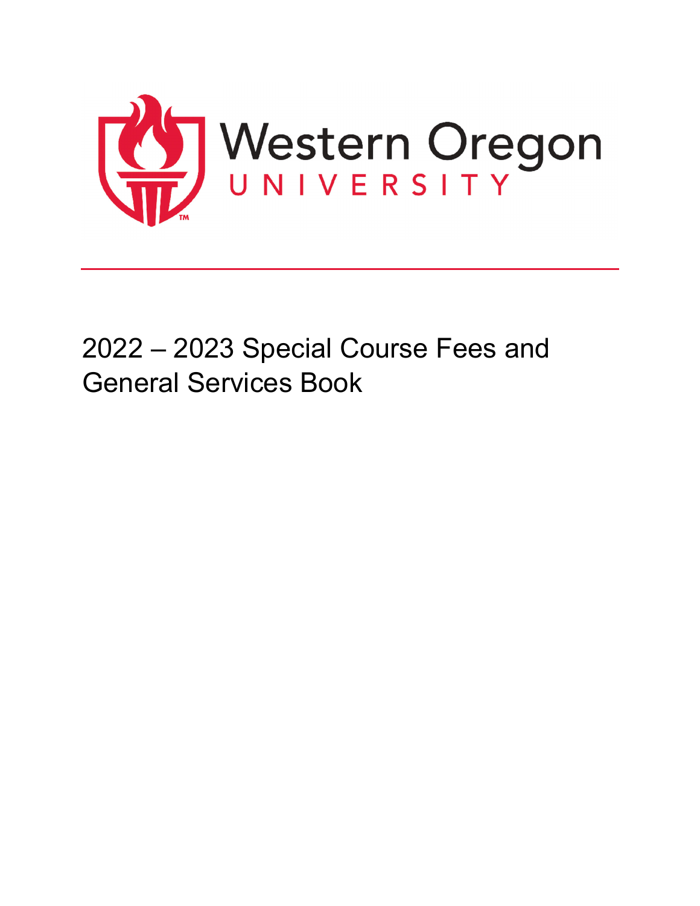Western Oregon
UNIVERSITY

# 2022 – 2023 Special Course Fees and General Services Book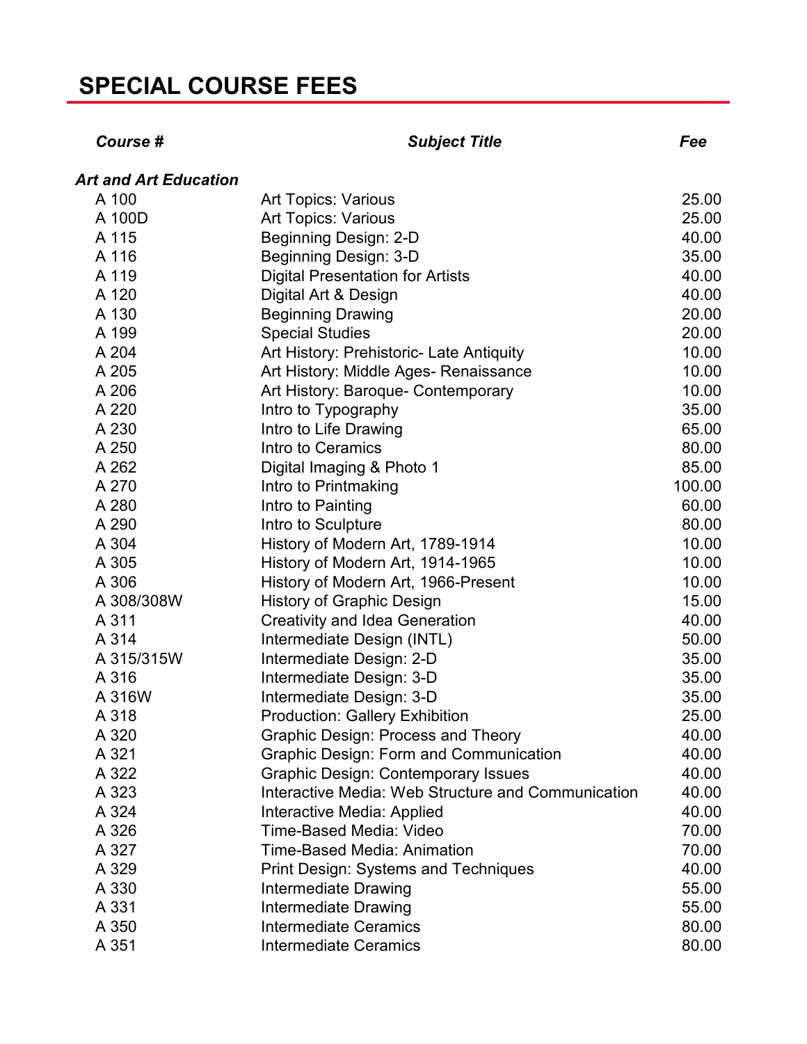# SPECIAL COURSE FEES

| Course # | Subject Title | Fee |
|---|---|---|
| ***Art and Art Education*** | | |
| A 100 | Art Topics: Various | 25.00 |
| A 100D | Art Topics: Various | 25.00 |
| A 115 | Beginning Design: 2-D | 40.00 |
| A 116 | Beginning Design: 3-D | 35.00 |
| A 119 | Digital Presentation for Artists | 40.00 |
| A 120 | Digital Art & Design | 40.00 |
| A 130 | Beginning Drawing | 20.00 |
| A 199 | Special Studies | 20.00 |
| A 204 | Art History: Prehistoric- Late Antiquity | 10.00 |
| A 205 | Art History: Middle Ages- Renaissance | 10.00 |
| A 206 | Art History: Baroque- Contemporary | 10.00 |
| A 220 | Intro to Typography | 35.00 |
| A 230 | Intro to Life Drawing | 65.00 |
| A 250 | Intro to Ceramics | 80.00 |
| A 262 | Digital Imaging & Photo 1 | 85.00 |
| A 270 | Intro to Printmaking | 100.00 |
| A 280 | Intro to Painting | 60.00 |
| A 290 | Intro to Sculpture | 80.00 |
| A 304 | History of Modern Art, 1789-1914 | 10.00 |
| A 305 | History of Modern Art, 1914-1965 | 10.00 |
| A 306 | History of Modern Art, 1966-Present | 10.00 |
| A 308/308W | History of Graphic Design | 15.00 |
| A 311 | Creativity and Idea Generation | 40.00 |
| A 314 | Intermediate Design (INTL) | 50.00 |
| A 315/315W | Intermediate Design: 2-D | 35.00 |
| A 316 | Intermediate Design: 3-D | 35.00 |
| A 316W | Intermediate Design: 3-D | 35.00 |
| A 318 | Production: Gallery Exhibition | 25.00 |
| A 320 | Graphic Design: Process and Theory | 40.00 |
| A 321 | Graphic Design: Form and Communication | 40.00 |
| A 322 | Graphic Design: Contemporary Issues | 40.00 |
| A 323 | Interactive Media: Web Structure and Communication | 40.00 |
| A 324 | Interactive Media: Applied | 40.00 |
| A 326 | Time-Based Media: Video | 70.00 |
| A 327 | Time-Based Media: Animation | 70.00 |
| A 329 | Print Design: Systems and Techniques | 40.00 |
| A 330 | Intermediate Drawing | 55.00 |
| A 331 | Intermediate Drawing | 55.00 |
| A 350 | Intermediate Ceramics | 80.00 |
| A 351 | Intermediate Ceramics | 80.00 |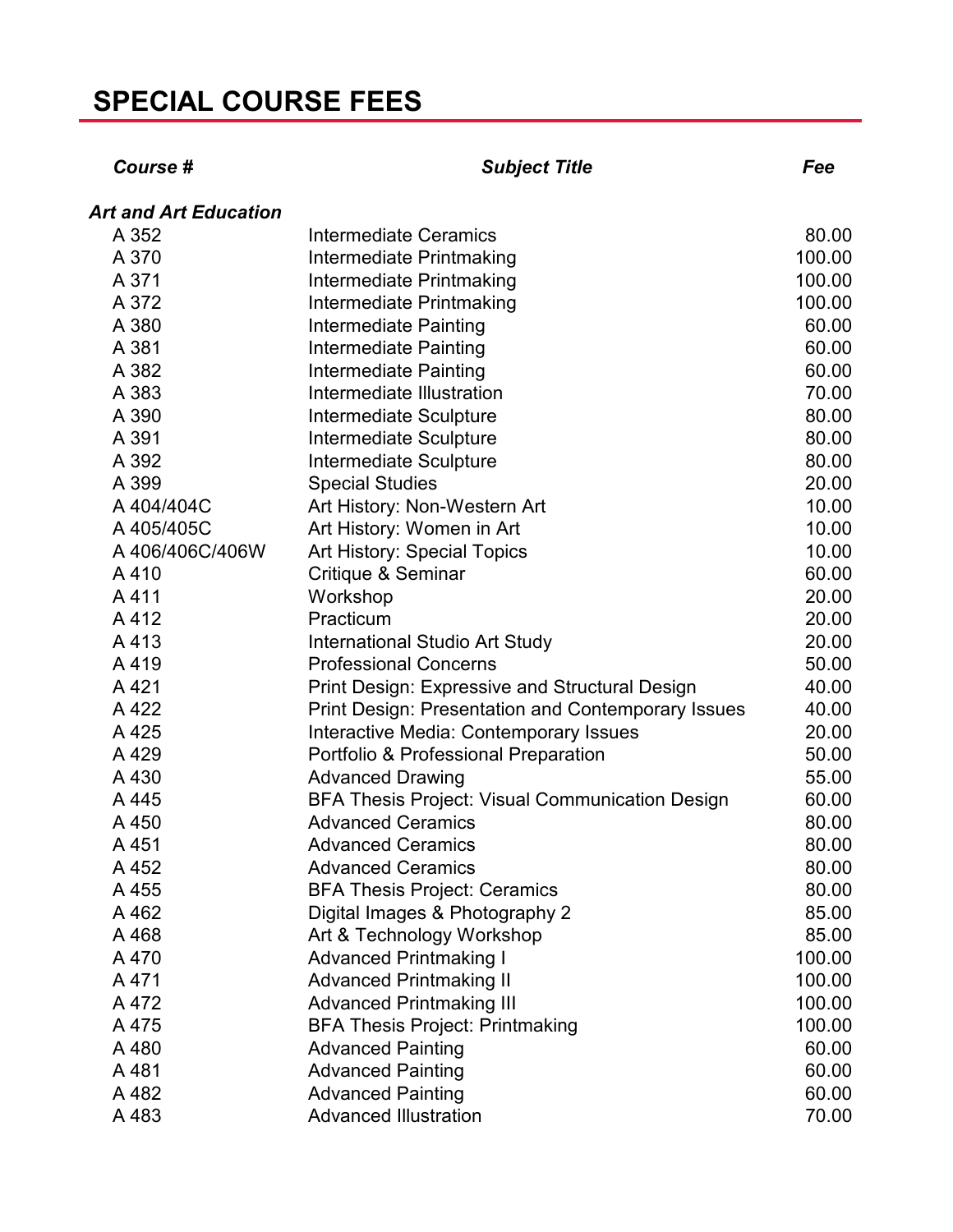# SPECIAL COURSE FEES

| *Course #* | *Subject Title* | *Fee* |
|---|---|---|
| ***Art and Art Education*** | | |
| A 352 | Intermediate Ceramics | 80.00 |
| A 370 | Intermediate Printmaking | 100.00 |
| A 371 | Intermediate Printmaking | 100.00 |
| A 372 | Intermediate Printmaking | 100.00 |
| A 380 | Intermediate Painting | 60.00 |
| A 381 | Intermediate Painting | 60.00 |
| A 382 | Intermediate Painting | 60.00 |
| A 383 | Intermediate Illustration | 70.00 |
| A 390 | Intermediate Sculpture | 80.00 |
| A 391 | Intermediate Sculpture | 80.00 |
| A 392 | Intermediate Sculpture | 80.00 |
| A 399 | Special Studies | 20.00 |
| A 404/404C | Art History: Non-Western Art | 10.00 |
| A 405/405C | Art History: Women in Art | 10.00 |
| A 406/406C/406W | Art History: Special Topics | 10.00 |
| A 410 | Critique & Seminar | 60.00 |
| A 411 | Workshop | 20.00 |
| A 412 | Practicum | 20.00 |
| A 413 | International Studio Art Study | 20.00 |
| A 419 | Professional Concerns | 50.00 |
| A 421 | Print Design: Expressive and Structural Design | 40.00 |
| A 422 | Print Design: Presentation and Contemporary Issues | 40.00 |
| A 425 | Interactive Media: Contemporary Issues | 20.00 |
| A 429 | Portfolio & Professional Preparation | 50.00 |
| A 430 | Advanced Drawing | 55.00 |
| A 445 | BFA Thesis Project: Visual Communication Design | 60.00 |
| A 450 | Advanced Ceramics | 80.00 |
| A 451 | Advanced Ceramics | 80.00 |
| A 452 | Advanced Ceramics | 80.00 |
| A 455 | BFA Thesis Project: Ceramics | 80.00 |
| A 462 | Digital Images & Photography 2 | 85.00 |
| A 468 | Art & Technology Workshop | 85.00 |
| A 470 | Advanced Printmaking I | 100.00 |
| A 471 | Advanced Printmaking II | 100.00 |
| A 472 | Advanced Printmaking III | 100.00 |
| A 475 | BFA Thesis Project: Printmaking | 100.00 |
| A 480 | Advanced Painting | 60.00 |
| A 481 | Advanced Painting | 60.00 |
| A 482 | Advanced Painting | 60.00 |
| A 483 | Advanced Illustration | 70.00 |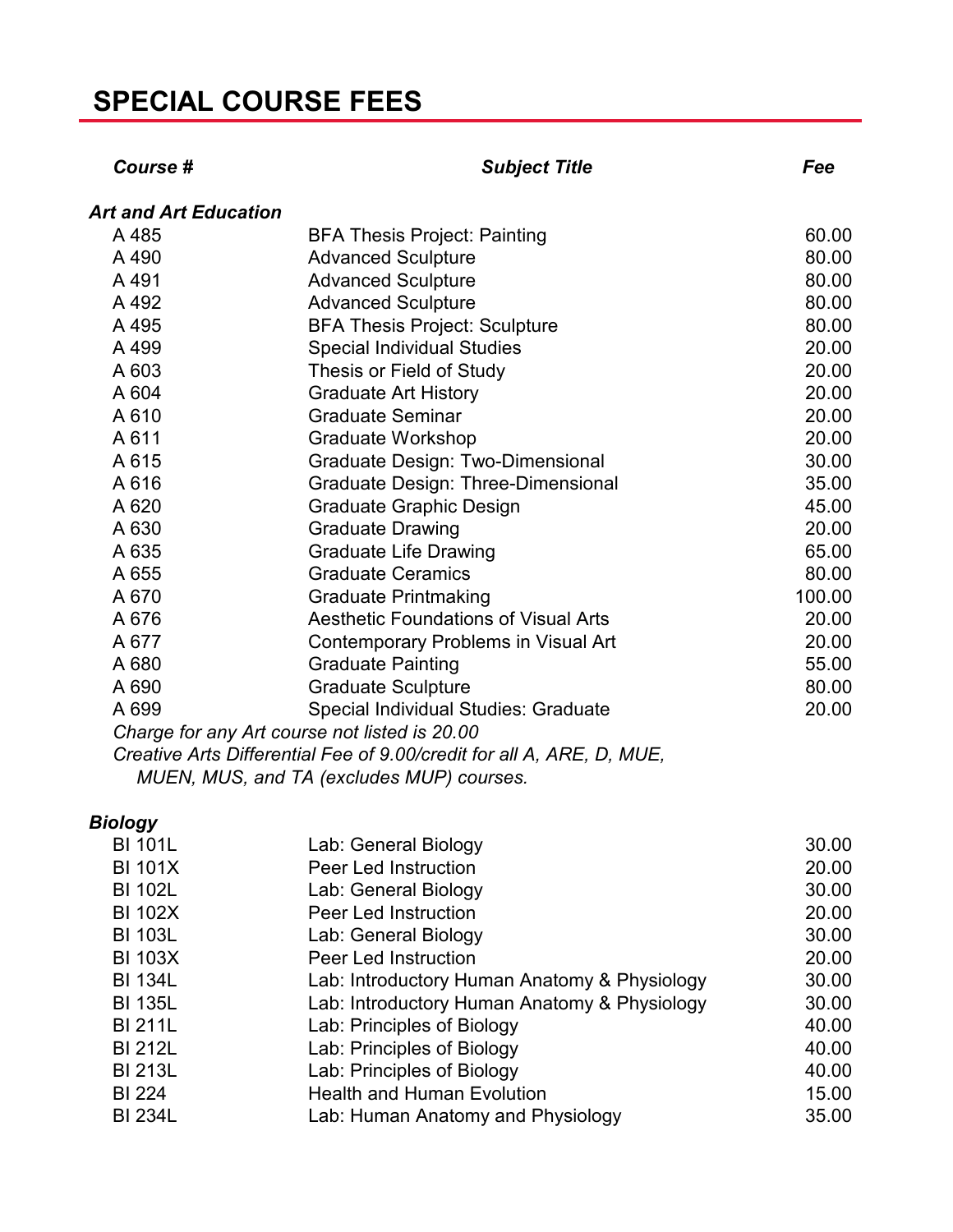# SPECIAL COURSE FEES

| Course # | Subject Title | Fee |
| --- | --- | --- |
| ***Art and Art Education*** | | |
| A 485 | BFA Thesis Project: Painting | 60.00 |
| A 490 | Advanced Sculpture | 80.00 |
| A 491 | Advanced Sculpture | 80.00 |
| A 492 | Advanced Sculpture | 80.00 |
| A 495 | BFA Thesis Project: Sculpture | 80.00 |
| A 499 | Special Individual Studies | 20.00 |
| A 603 | Thesis or Field of Study | 20.00 |
| A 604 | Graduate Art History | 20.00 |
| A 610 | Graduate Seminar | 20.00 |
| A 611 | Graduate Workshop | 20.00 |
| A 615 | Graduate Design: Two-Dimensional | 30.00 |
| A 616 | Graduate Design: Three-Dimensional | 35.00 |
| A 620 | Graduate Graphic Design | 45.00 |
| A 630 | Graduate Drawing | 20.00 |
| A 635 | Graduate Life Drawing | 65.00 |
| A 655 | Graduate Ceramics | 80.00 |
| A 670 | Graduate Printmaking | 100.00 |
| A 676 | Aesthetic Foundations of Visual Arts | 20.00 |
| A 677 | Contemporary Problems in Visual Art | 20.00 |
| A 680 | Graduate Painting | 55.00 |
| A 690 | Graduate Sculpture | 80.00 |
| A 699 | Special Individual Studies: Graduate | 20.00 |

*Charge for any Art course not listed is 20.00*

*Creative Arts Differential Fee of 9.00/credit for all A, ARE, D, MUE, MUEN, MUS, and TA (excludes MUP) courses.*

| Course # | Subject Title | Fee |
| --- | --- | --- |
| ***Biology*** | | |
| BI 101L | Lab: General Biology | 30.00 |
| BI 101X | Peer Led Instruction | 20.00 |
| BI 102L | Lab: General Biology | 30.00 |
| BI 102X | Peer Led Instruction | 20.00 |
| BI 103L | Lab: General Biology | 30.00 |
| BI 103X | Peer Led Instruction | 20.00 |
| BI 134L | Lab: Introductory Human Anatomy & Physiology | 30.00 |
| BI 135L | Lab: Introductory Human Anatomy & Physiology | 30.00 |
| BI 211L | Lab: Principles of Biology | 40.00 |
| BI 212L | Lab: Principles of Biology | 40.00 |
| BI 213L | Lab: Principles of Biology | 40.00 |
| BI 224 | Health and Human Evolution | 15.00 |
| BI 234L | Lab: Human Anatomy and Physiology | 35.00 |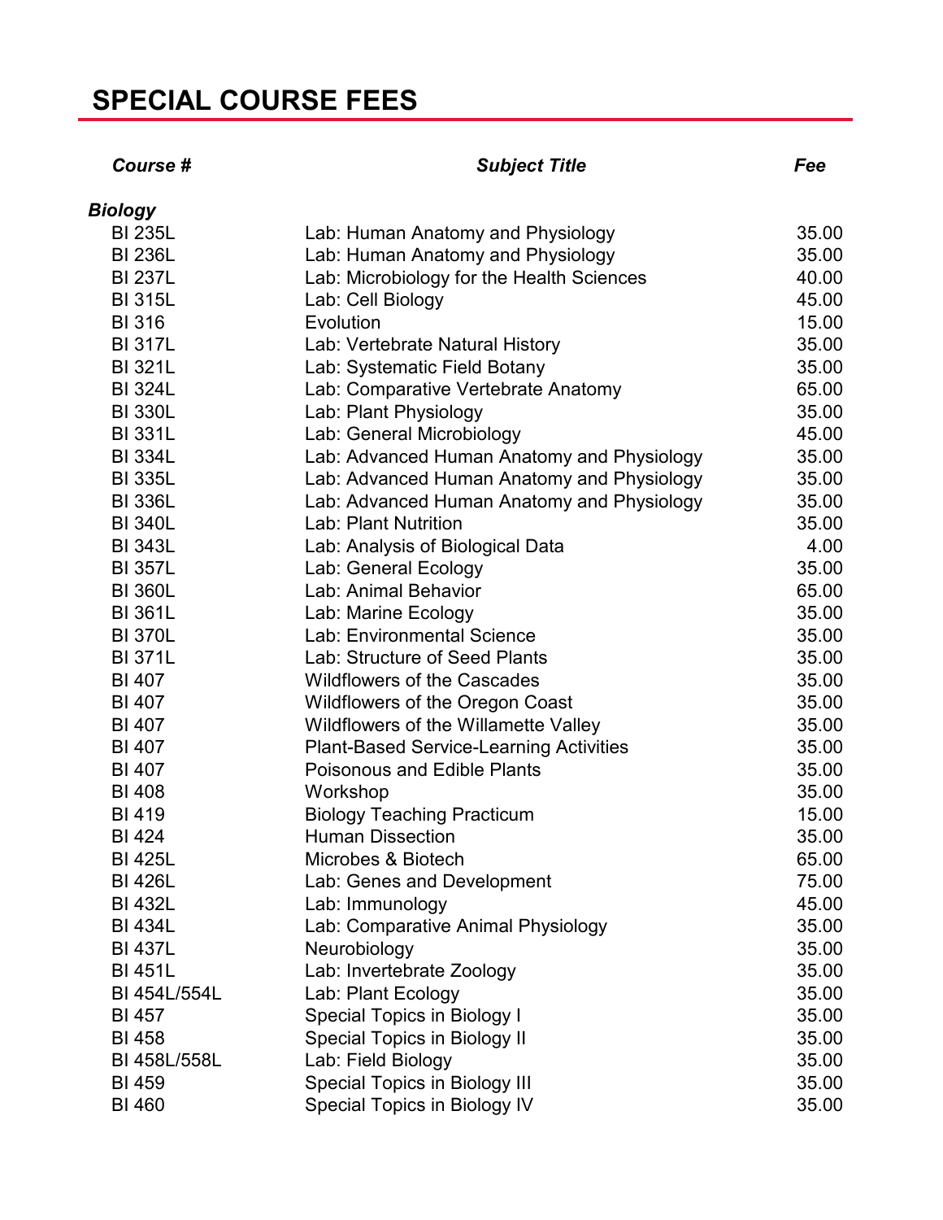# SPECIAL COURSE FEES

| Course # | Subject Title | Fee |
|---|---|---|
| ***Biology*** | | |
| BI 235L | Lab: Human Anatomy and Physiology | 35.00 |
| BI 236L | Lab: Human Anatomy and Physiology | 35.00 |
| BI 237L | Lab: Microbiology for the Health Sciences | 40.00 |
| BI 315L | Lab: Cell Biology | 45.00 |
| BI 316 | Evolution | 15.00 |
| BI 317L | Lab: Vertebrate Natural History | 35.00 |
| BI 321L | Lab: Systematic Field Botany | 35.00 |
| BI 324L | Lab: Comparative Vertebrate Anatomy | 65.00 |
| BI 330L | Lab: Plant Physiology | 35.00 |
| BI 331L | Lab: General Microbiology | 45.00 |
| BI 334L | Lab: Advanced Human Anatomy and Physiology | 35.00 |
| BI 335L | Lab: Advanced Human Anatomy and Physiology | 35.00 |
| BI 336L | Lab: Advanced Human Anatomy and Physiology | 35.00 |
| BI 340L | Lab: Plant Nutrition | 35.00 |
| BI 343L | Lab: Analysis of Biological Data | 4.00 |
| BI 357L | Lab: General Ecology | 35.00 |
| BI 360L | Lab: Animal Behavior | 65.00 |
| BI 361L | Lab: Marine Ecology | 35.00 |
| BI 370L | Lab: Environmental Science | 35.00 |
| BI 371L | Lab: Structure of Seed Plants | 35.00 |
| BI 407 | Wildflowers of the Cascades | 35.00 |
| BI 407 | Wildflowers of the Oregon Coast | 35.00 |
| BI 407 | Wildflowers of the Willamette Valley | 35.00 |
| BI 407 | Plant-Based Service-Learning Activities | 35.00 |
| BI 407 | Poisonous and Edible Plants | 35.00 |
| BI 408 | Workshop | 35.00 |
| BI 419 | Biology Teaching Practicum | 15.00 |
| BI 424 | Human Dissection | 35.00 |
| BI 425L | Microbes & Biotech | 65.00 |
| BI 426L | Lab: Genes and Development | 75.00 |
| BI 432L | Lab: Immunology | 45.00 |
| BI 434L | Lab: Comparative Animal Physiology | 35.00 |
| BI 437L | Neurobiology | 35.00 |
| BI 451L | Lab: Invertebrate Zoology | 35.00 |
| BI 454L/554L | Lab: Plant Ecology | 35.00 |
| BI 457 | Special Topics in Biology I | 35.00 |
| BI 458 | Special Topics in Biology II | 35.00 |
| BI 458L/558L | Lab: Field Biology | 35.00 |
| BI 459 | Special Topics in Biology III | 35.00 |
| BI 460 | Special Topics in Biology IV | 35.00 |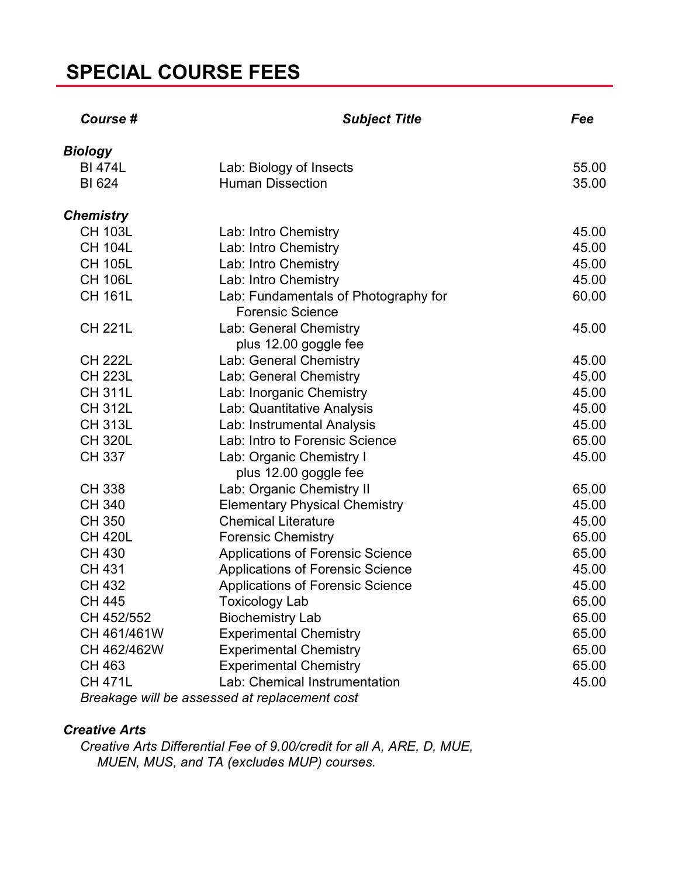# SPECIAL COURSE FEES

| *Course #* | *Subject Title* | *Fee* |
|---|---|---|
| ***Biology*** | | |
| BI 474L | Lab: Biology of Insects | 55.00 |
| BI 624 | Human Dissection | 35.00 |
| ***Chemistry*** | | |
| CH 103L | Lab: Intro Chemistry | 45.00 |
| CH 104L | Lab: Intro Chemistry | 45.00 |
| CH 105L | Lab: Intro Chemistry | 45.00 |
| CH 106L | Lab: Intro Chemistry | 45.00 |
| CH 161L | Lab: Fundamentals of Photography for Forensic Science | 60.00 |
| CH 221L | Lab: General Chemistry plus 12.00 goggle fee | 45.00 |
| CH 222L | Lab: General Chemistry | 45.00 |
| CH 223L | Lab: General Chemistry | 45.00 |
| CH 311L | Lab: Inorganic Chemistry | 45.00 |
| CH 312L | Lab: Quantitative Analysis | 45.00 |
| CH 313L | Lab: Instrumental Analysis | 45.00 |
| CH 320L | Lab: Intro to Forensic Science | 65.00 |
| CH 337 | Lab: Organic Chemistry I plus 12.00 goggle fee | 45.00 |
| CH 338 | Lab: Organic Chemistry II | 65.00 |
| CH 340 | Elementary Physical Chemistry | 45.00 |
| CH 350 | Chemical Literature | 45.00 |
| CH 420L | Forensic Chemistry | 65.00 |
| CH 430 | Applications of Forensic Science | 65.00 |
| CH 431 | Applications of Forensic Science | 45.00 |
| CH 432 | Applications of Forensic Science | 45.00 |
| CH 445 | Toxicology Lab | 65.00 |
| CH 452/552 | Biochemistry Lab | 65.00 |
| CH 461/461W | Experimental Chemistry | 65.00 |
| CH 462/462W | Experimental Chemistry | 65.00 |
| CH 463 | Experimental Chemistry | 65.00 |
| CH 471L | Lab: Chemical Instrumentation | 45.00 |

*Breakage will be assessed at replacement cost*

***Creative Arts***

*Creative Arts Differential Fee of 9.00/credit for all A, ARE, D, MUE, MUEN, MUS, and TA (excludes MUP) courses.*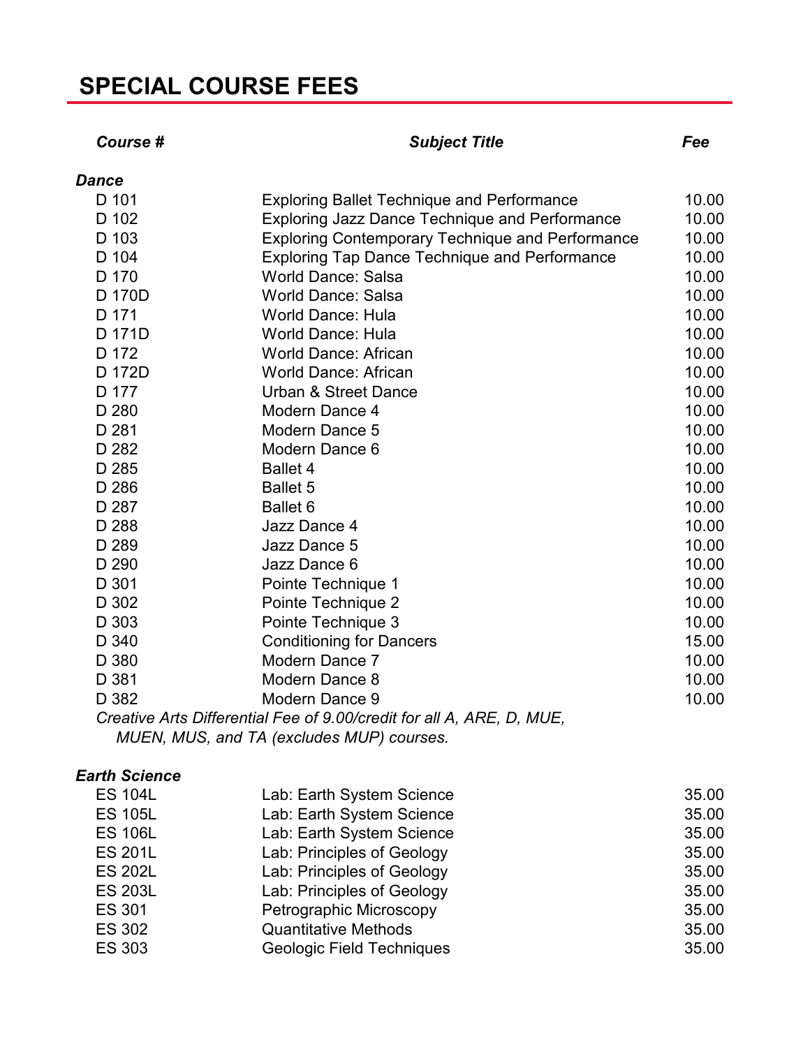# SPECIAL COURSE FEES

| Course # | Subject Title | Fee |
|---|---|---|
| ***Dance*** | | |
| D 101 | Exploring Ballet Technique and Performance | 10.00 |
| D 102 | Exploring Jazz Dance Technique and Performance | 10.00 |
| D 103 | Exploring Contemporary Technique and Performance | 10.00 |
| D 104 | Exploring Tap Dance Technique and Performance | 10.00 |
| D 170 | World Dance: Salsa | 10.00 |
| D 170D | World Dance: Salsa | 10.00 |
| D 171 | World Dance: Hula | 10.00 |
| D 171D | World Dance: Hula | 10.00 |
| D 172 | World Dance: African | 10.00 |
| D 172D | World Dance: African | 10.00 |
| D 177 | Urban & Street Dance | 10.00 |
| D 280 | Modern Dance 4 | 10.00 |
| D 281 | Modern Dance 5 | 10.00 |
| D 282 | Modern Dance 6 | 10.00 |
| D 285 | Ballet 4 | 10.00 |
| D 286 | Ballet 5 | 10.00 |
| D 287 | Ballet 6 | 10.00 |
| D 288 | Jazz Dance 4 | 10.00 |
| D 289 | Jazz Dance 5 | 10.00 |
| D 290 | Jazz Dance 6 | 10.00 |
| D 301 | Pointe Technique 1 | 10.00 |
| D 302 | Pointe Technique 2 | 10.00 |
| D 303 | Pointe Technique 3 | 10.00 |
| D 340 | Conditioning for Dancers | 15.00 |
| D 380 | Modern Dance 7 | 10.00 |
| D 381 | Modern Dance 8 | 10.00 |
| D 382 | Modern Dance 9 | 10.00 |

*Creative Arts Differential Fee of 9.00/credit for all A, ARE, D, MUE, MUEN, MUS, and TA (excludes MUP) courses.*

| Course # | Subject Title | Fee |
|---|---|---|
| ***Earth Science*** | | |
| ES 104L | Lab: Earth System Science | 35.00 |
| ES 105L | Lab: Earth System Science | 35.00 |
| ES 106L | Lab: Earth System Science | 35.00 |
| ES 201L | Lab: Principles of Geology | 35.00 |
| ES 202L | Lab: Principles of Geology | 35.00 |
| ES 203L | Lab: Principles of Geology | 35.00 |
| ES 301 | Petrographic Microscopy | 35.00 |
| ES 302 | Quantitative Methods | 35.00 |
| ES 303 | Geologic Field Techniques | 35.00 |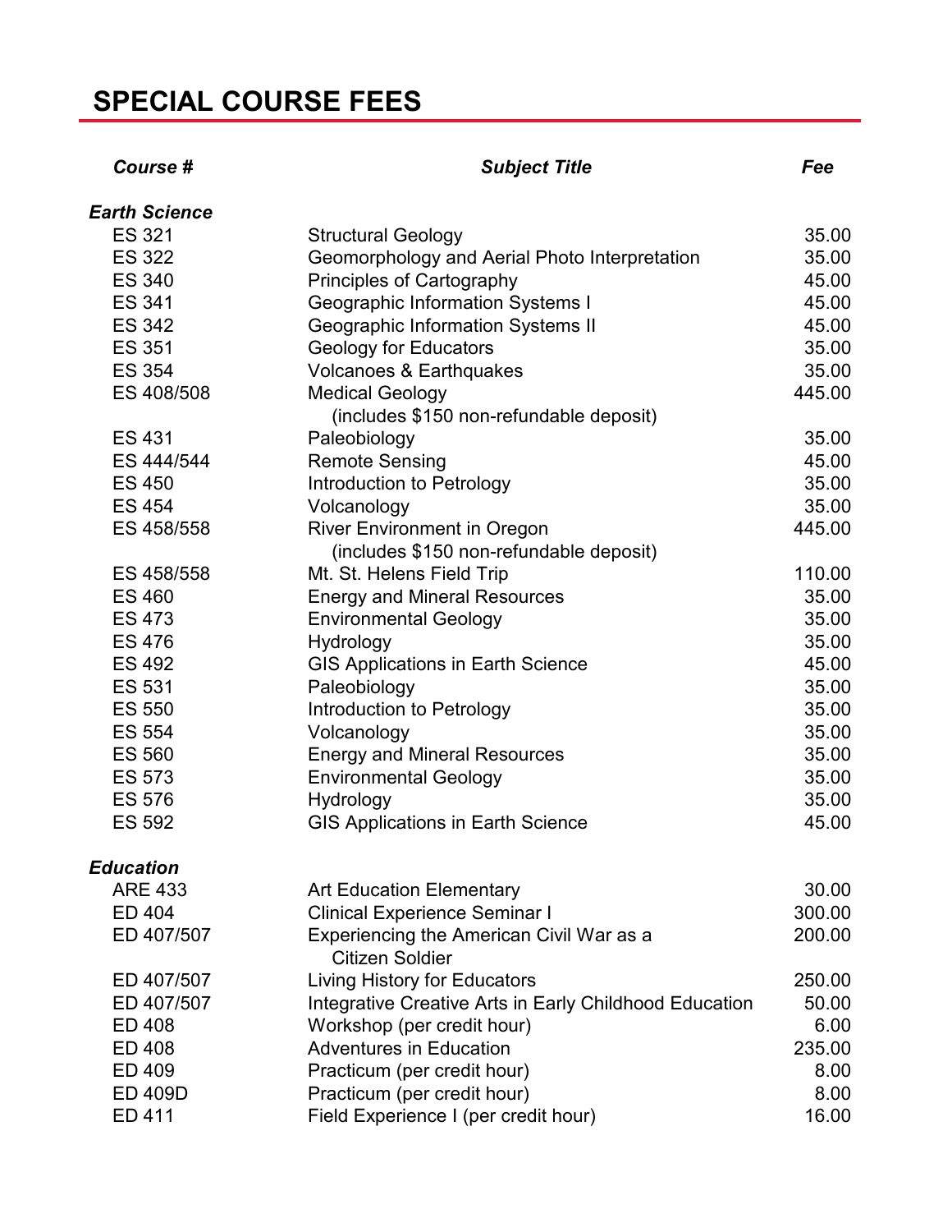# SPECIAL COURSE FEES

| *Course #* | *Subject Title* | *Fee* |
|---|---|---|
| ***Earth Science*** | | |
| ES 321 | Structural Geology | 35.00 |
| ES 322 | Geomorphology and Aerial Photo Interpretation | 35.00 |
| ES 340 | Principles of Cartography | 45.00 |
| ES 341 | Geographic Information Systems I | 45.00 |
| ES 342 | Geographic Information Systems II | 45.00 |
| ES 351 | Geology for Educators | 35.00 |
| ES 354 | Volcanoes & Earthquakes | 35.00 |
| ES 408/508 | Medical Geology (includes $150 non-refundable deposit) | 445.00 |
| ES 431 | Paleobiology | 35.00 |
| ES 444/544 | Remote Sensing | 45.00 |
| ES 450 | Introduction to Petrology | 35.00 |
| ES 454 | Volcanology | 35.00 |
| ES 458/558 | River Environment in Oregon (includes $150 non-refundable deposit) | 445.00 |
| ES 458/558 | Mt. St. Helens Field Trip | 110.00 |
| ES 460 | Energy and Mineral Resources | 35.00 |
| ES 473 | Environmental Geology | 35.00 |
| ES 476 | Hydrology | 35.00 |
| ES 492 | GIS Applications in Earth Science | 45.00 |
| ES 531 | Paleobiology | 35.00 |
| ES 550 | Introduction to Petrology | 35.00 |
| ES 554 | Volcanology | 35.00 |
| ES 560 | Energy and Mineral Resources | 35.00 |
| ES 573 | Environmental Geology | 35.00 |
| ES 576 | Hydrology | 35.00 |
| ES 592 | GIS Applications in Earth Science | 45.00 |
| ***Education*** | | |
| ARE 433 | Art Education Elementary | 30.00 |
| ED 404 | Clinical Experience Seminar I | 300.00 |
| ED 407/507 | Experiencing the American Civil War as a Citizen Soldier | 200.00 |
| ED 407/507 | Living History for Educators | 250.00 |
| ED 407/507 | Integrative Creative Arts in Early Childhood Education | 50.00 |
| ED 408 | Workshop (per credit hour) | 6.00 |
| ED 408 | Adventures in Education | 235.00 |
| ED 409 | Practicum (per credit hour) | 8.00 |
| ED 409D | Practicum (per credit hour) | 8.00 |
| ED 411 | Field Experience I (per credit hour) | 16.00 |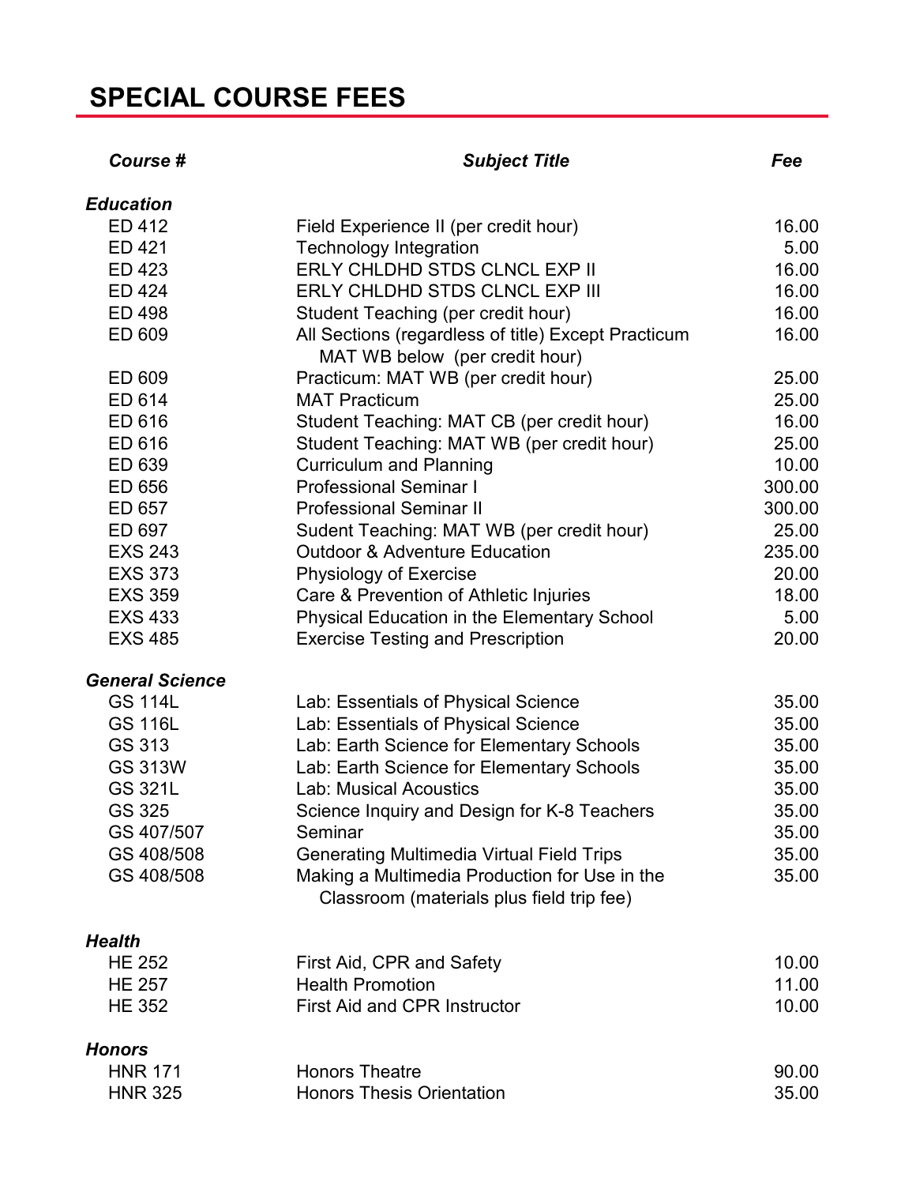# SPECIAL COURSE FEES

| *Course #* | *Subject Title* | *Fee* |
|---|---|---|
| ***Education*** | | |
| ED 412 | Field Experience II (per credit hour) | 16.00 |
| ED 421 | Technology Integration | 5.00 |
| ED 423 | ERLY CHLDHD STDS CLNCL EXP II | 16.00 |
| ED 424 | ERLY CHLDHD STDS CLNCL EXP III | 16.00 |
| ED 498 | Student Teaching (per credit hour) | 16.00 |
| ED 609 | All Sections (regardless of title) Except Practicum MAT WB below (per credit hour) | 16.00 |
| ED 609 | Practicum: MAT WB (per credit hour) | 25.00 |
| ED 614 | MAT Practicum | 25.00 |
| ED 616 | Student Teaching: MAT CB (per credit hour) | 16.00 |
| ED 616 | Student Teaching: MAT WB (per credit hour) | 25.00 |
| ED 639 | Curriculum and Planning | 10.00 |
| ED 656 | Professional Seminar I | 300.00 |
| ED 657 | Professional Seminar II | 300.00 |
| ED 697 | Sudent Teaching: MAT WB (per credit hour) | 25.00 |
| EXS 243 | Outdoor & Adventure Education | 235.00 |
| EXS 373 | Physiology of Exercise | 20.00 |
| EXS 359 | Care & Prevention of Athletic Injuries | 18.00 |
| EXS 433 | Physical Education in the Elementary School | 5.00 |
| EXS 485 | Exercise Testing and Prescription | 20.00 |
| ***General Science*** | | |
| GS 114L | Lab: Essentials of Physical Science | 35.00 |
| GS 116L | Lab: Essentials of Physical Science | 35.00 |
| GS 313 | Lab: Earth Science for Elementary Schools | 35.00 |
| GS 313W | Lab: Earth Science for Elementary Schools | 35.00 |
| GS 321L | Lab: Musical Acoustics | 35.00 |
| GS 325 | Science Inquiry and Design for K-8 Teachers | 35.00 |
| GS 407/507 | Seminar | 35.00 |
| GS 408/508 | Generating Multimedia Virtual Field Trips | 35.00 |
| GS 408/508 | Making a Multimedia Production for Use in the Classroom (materials plus field trip fee) | 35.00 |
| ***Health*** | | |
| HE 252 | First Aid, CPR and Safety | 10.00 |
| HE 257 | Health Promotion | 11.00 |
| HE 352 | First Aid and CPR Instructor | 10.00 |
| ***Honors*** | | |
| HNR 171 | Honors Theatre | 90.00 |
| HNR 325 | Honors Thesis Orientation | 35.00 |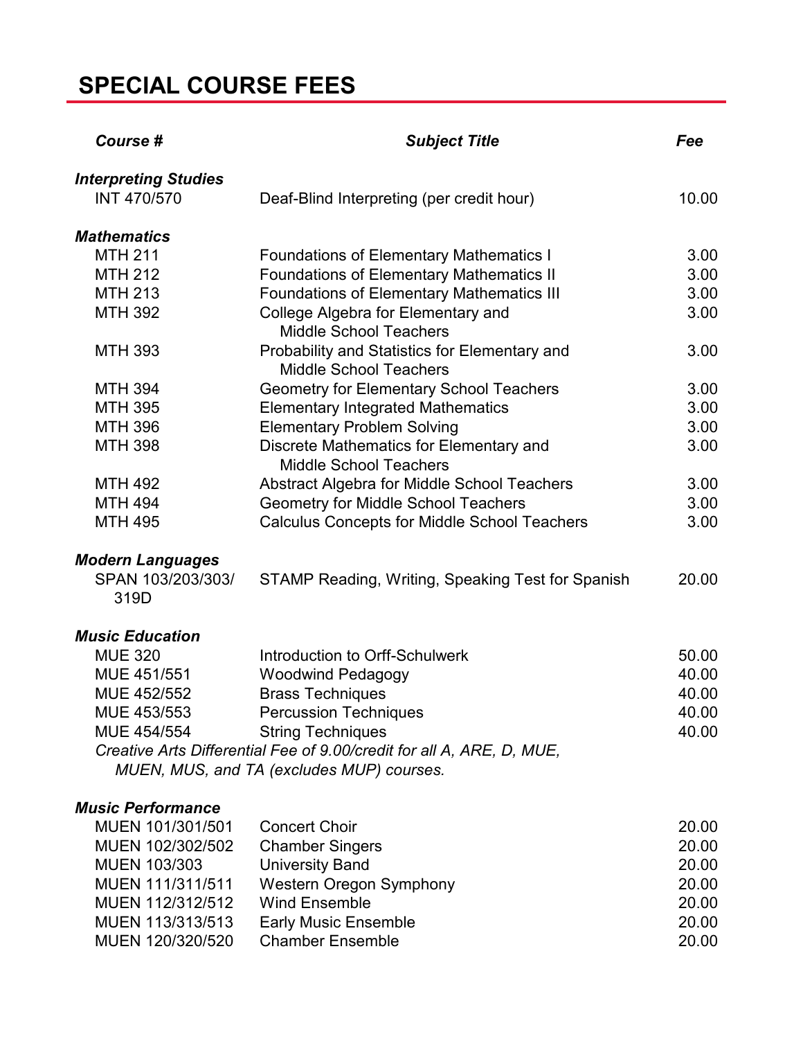## SPECIAL COURSE FEES

| *Course #* | *Subject Title* | *Fee* |
|---|---|---|
| ***Interpreting Studies*** | | |
| INT 470/570 | Deaf-Blind Interpreting (per credit hour) | 10.00 |
| ***Mathematics*** | | |
| MTH 211 | Foundations of Elementary Mathematics I | 3.00 |
| MTH 212 | Foundations of Elementary Mathematics II | 3.00 |
| MTH 213 | Foundations of Elementary Mathematics III | 3.00 |
| MTH 392 | College Algebra for Elementary and Middle School Teachers | 3.00 |
| MTH 393 | Probability and Statistics for Elementary and Middle School Teachers | 3.00 |
| MTH 394 | Geometry for Elementary School Teachers | 3.00 |
| MTH 395 | Elementary Integrated Mathematics | 3.00 |
| MTH 396 | Elementary Problem Solving | 3.00 |
| MTH 398 | Discrete Mathematics for Elementary and Middle School Teachers | 3.00 |
| MTH 492 | Abstract Algebra for Middle School Teachers | 3.00 |
| MTH 494 | Geometry for Middle School Teachers | 3.00 |
| MTH 495 | Calculus Concepts for Middle School Teachers | 3.00 |
| ***Modern Languages*** | | |
| SPAN 103/203/303/319D | STAMP Reading, Writing, Speaking Test for Spanish | 20.00 |
| ***Music Education*** | | |
| MUE 320 | Introduction to Orff-Schulwerk | 50.00 |
| MUE 451/551 | Woodwind Pedagogy | 40.00 |
| MUE 452/552 | Brass Techniques | 40.00 |
| MUE 453/553 | Percussion Techniques | 40.00 |
| MUE 454/554 | String Techniques | 40.00 |
| *Creative Arts Differential Fee of 9.00/credit for all A, ARE, D, MUE, MUEN, MUS, and TA (excludes MUP) courses.* | | |
| ***Music Performance*** | | |
| MUEN 101/301/501 | Concert Choir | 20.00 |
| MUEN 102/302/502 | Chamber Singers | 20.00 |
| MUEN 103/303 | University Band | 20.00 |
| MUEN 111/311/511 | Western Oregon Symphony | 20.00 |
| MUEN 112/312/512 | Wind Ensemble | 20.00 |
| MUEN 113/313/513 | Early Music Ensemble | 20.00 |
| MUEN 120/320/520 | Chamber Ensemble | 20.00 |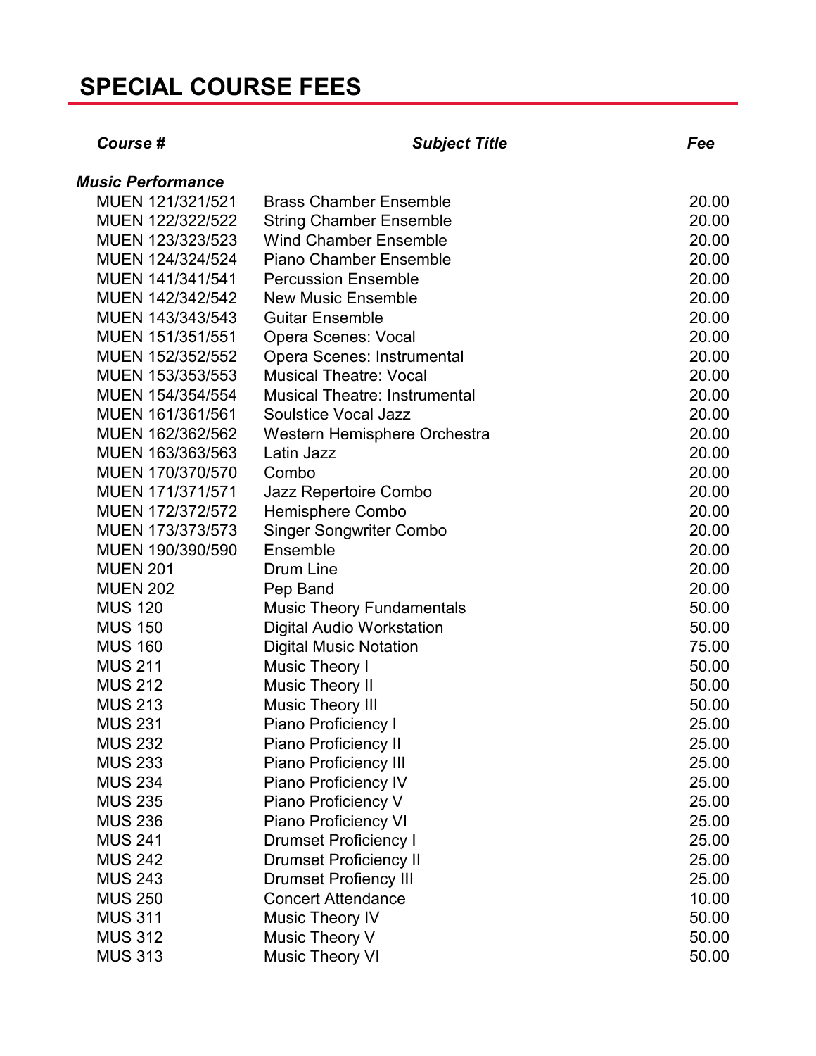# SPECIAL COURSE FEES

| *Course #* | *Subject Title* | *Fee* |
|---|---|---|
| ***Music Performance*** | | |
| MUEN 121/321/521 | Brass Chamber Ensemble | 20.00 |
| MUEN 122/322/522 | String Chamber Ensemble | 20.00 |
| MUEN 123/323/523 | Wind Chamber Ensemble | 20.00 |
| MUEN 124/324/524 | Piano Chamber Ensemble | 20.00 |
| MUEN 141/341/541 | Percussion Ensemble | 20.00 |
| MUEN 142/342/542 | New Music Ensemble | 20.00 |
| MUEN 143/343/543 | Guitar Ensemble | 20.00 |
| MUEN 151/351/551 | Opera Scenes: Vocal | 20.00 |
| MUEN 152/352/552 | Opera Scenes: Instrumental | 20.00 |
| MUEN 153/353/553 | Musical Theatre: Vocal | 20.00 |
| MUEN 154/354/554 | Musical Theatre: Instrumental | 20.00 |
| MUEN 161/361/561 | Soulstice Vocal Jazz | 20.00 |
| MUEN 162/362/562 | Western Hemisphere Orchestra | 20.00 |
| MUEN 163/363/563 | Latin Jazz | 20.00 |
| MUEN 170/370/570 | Combo | 20.00 |
| MUEN 171/371/571 | Jazz Repertoire Combo | 20.00 |
| MUEN 172/372/572 | Hemisphere Combo | 20.00 |
| MUEN 173/373/573 | Singer Songwriter Combo | 20.00 |
| MUEN 190/390/590 | Ensemble | 20.00 |
| MUEN 201 | Drum Line | 20.00 |
| MUEN 202 | Pep Band | 20.00 |
| MUS 120 | Music Theory Fundamentals | 50.00 |
| MUS 150 | Digital Audio Workstation | 50.00 |
| MUS 160 | Digital Music Notation | 75.00 |
| MUS 211 | Music Theory I | 50.00 |
| MUS 212 | Music Theory II | 50.00 |
| MUS 213 | Music Theory III | 50.00 |
| MUS 231 | Piano Proficiency I | 25.00 |
| MUS 232 | Piano Proficiency II | 25.00 |
| MUS 233 | Piano Proficiency III | 25.00 |
| MUS 234 | Piano Proficiency IV | 25.00 |
| MUS 235 | Piano Proficiency V | 25.00 |
| MUS 236 | Piano Proficiency VI | 25.00 |
| MUS 241 | Drumset Proficiency I | 25.00 |
| MUS 242 | Drumset Proficiency II | 25.00 |
| MUS 243 | Drumset Profiency III | 25.00 |
| MUS 250 | Concert Attendance | 10.00 |
| MUS 311 | Music Theory IV | 50.00 |
| MUS 312 | Music Theory V | 50.00 |
| MUS 313 | Music Theory VI | 50.00 |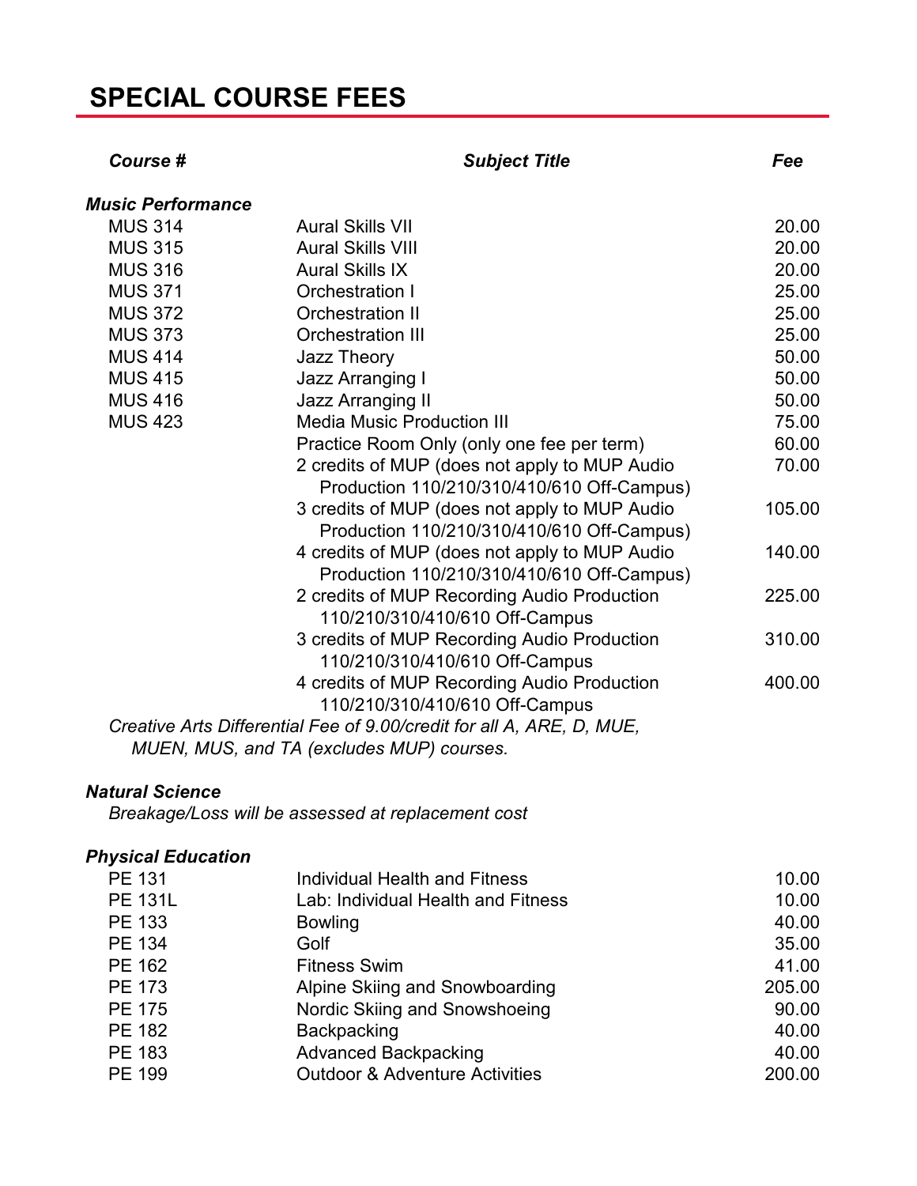# SPECIAL COURSE FEES

| *Course #* | *Subject Title* | *Fee* |
|---|---|---|
| ***Music Performance*** | | |
| MUS 314 | Aural Skills VII | 20.00 |
| MUS 315 | Aural Skills VIII | 20.00 |
| MUS 316 | Aural Skills IX | 20.00 |
| MUS 371 | Orchestration I | 25.00 |
| MUS 372 | Orchestration II | 25.00 |
| MUS 373 | Orchestration III | 25.00 |
| MUS 414 | Jazz Theory | 50.00 |
| MUS 415 | Jazz Arranging I | 50.00 |
| MUS 416 | Jazz Arranging II | 50.00 |
| MUS 423 | Media Music Production III | 75.00 |
| | Practice Room Only (only one fee per term) | 60.00 |
| | 2 credits of MUP (does not apply to MUP Audio Production 110/210/310/410/610 Off-Campus) | 70.00 |
| | 3 credits of MUP (does not apply to MUP Audio Production 110/210/310/410/610 Off-Campus) | 105.00 |
| | 4 credits of MUP (does not apply to MUP Audio Production 110/210/310/410/610 Off-Campus) | 140.00 |
| | 2 credits of MUP Recording Audio Production 110/210/310/410/610 Off-Campus | 225.00 |
| | 3 credits of MUP Recording Audio Production 110/210/310/410/610 Off-Campus | 310.00 |
| | 4 credits of MUP Recording Audio Production 110/210/310/410/610 Off-Campus | 400.00 |

*Creative Arts Differential Fee of 9.00/credit for all A, ARE, D, MUE, MUEN, MUS, and TA (excludes MUP) courses.*

***Natural Science***

*Breakage/Loss will be assessed at replacement cost*

| *Course #* | *Subject Title* | *Fee* |
|---|---|---|
| ***Physical Education*** | | |
| PE 131 | Individual Health and Fitness | 10.00 |
| PE 131L | Lab: Individual Health and Fitness | 10.00 |
| PE 133 | Bowling | 40.00 |
| PE 134 | Golf | 35.00 |
| PE 162 | Fitness Swim | 41.00 |
| PE 173 | Alpine Skiing and Snowboarding | 205.00 |
| PE 175 | Nordic Skiing and Snowshoeing | 90.00 |
| PE 182 | Backpacking | 40.00 |
| PE 183 | Advanced Backpacking | 40.00 |
| PE 199 | Outdoor & Adventure Activities | 200.00 |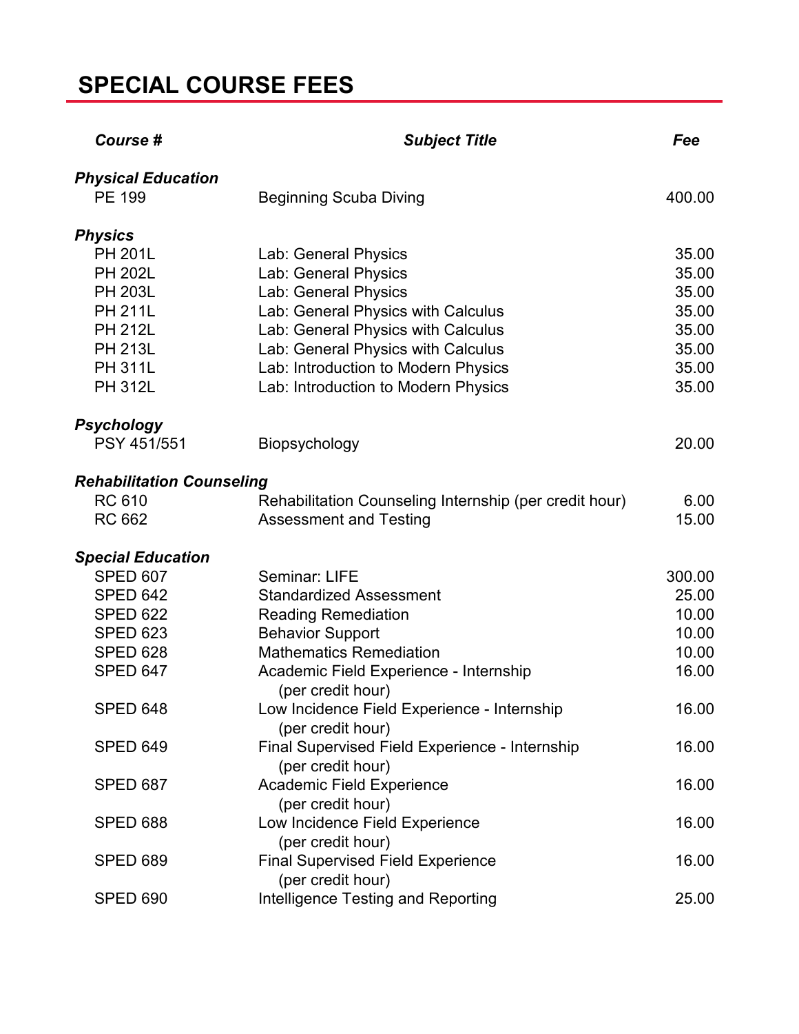# SPECIAL COURSE FEES

| *Course #* | *Subject Title* | *Fee* |
|---|---|---|
| ***Physical Education*** | | |
| PE 199 | Beginning Scuba Diving | 400.00 |
| ***Physics*** | | |
| PH 201L | Lab: General Physics | 35.00 |
| PH 202L | Lab: General Physics | 35.00 |
| PH 203L | Lab: General Physics | 35.00 |
| PH 211L | Lab: General Physics with Calculus | 35.00 |
| PH 212L | Lab: General Physics with Calculus | 35.00 |
| PH 213L | Lab: General Physics with Calculus | 35.00 |
| PH 311L | Lab: Introduction to Modern Physics | 35.00 |
| PH 312L | Lab: Introduction to Modern Physics | 35.00 |
| ***Psychology*** | | |
| PSY 451/551 | Biopsychology | 20.00 |
| ***Rehabilitation Counseling*** | | |
| RC 610 | Rehabilitation Counseling Internship (per credit hour) | 6.00 |
| RC 662 | Assessment and Testing | 15.00 |
| ***Special Education*** | | |
| SPED 607 | Seminar: LIFE | 300.00 |
| SPED 642 | Standardized Assessment | 25.00 |
| SPED 622 | Reading Remediation | 10.00 |
| SPED 623 | Behavior Support | 10.00 |
| SPED 628 | Mathematics Remediation | 10.00 |
| SPED 647 | Academic Field Experience - Internship (per credit hour) | 16.00 |
| SPED 648 | Low Incidence Field Experience - Internship (per credit hour) | 16.00 |
| SPED 649 | Final Supervised Field Experience - Internship (per credit hour) | 16.00 |
| SPED 687 | Academic Field Experience (per credit hour) | 16.00 |
| SPED 688 | Low Incidence Field Experience (per credit hour) | 16.00 |
| SPED 689 | Final Supervised Field Experience (per credit hour) | 16.00 |
| SPED 690 | Intelligence Testing and Reporting | 25.00 |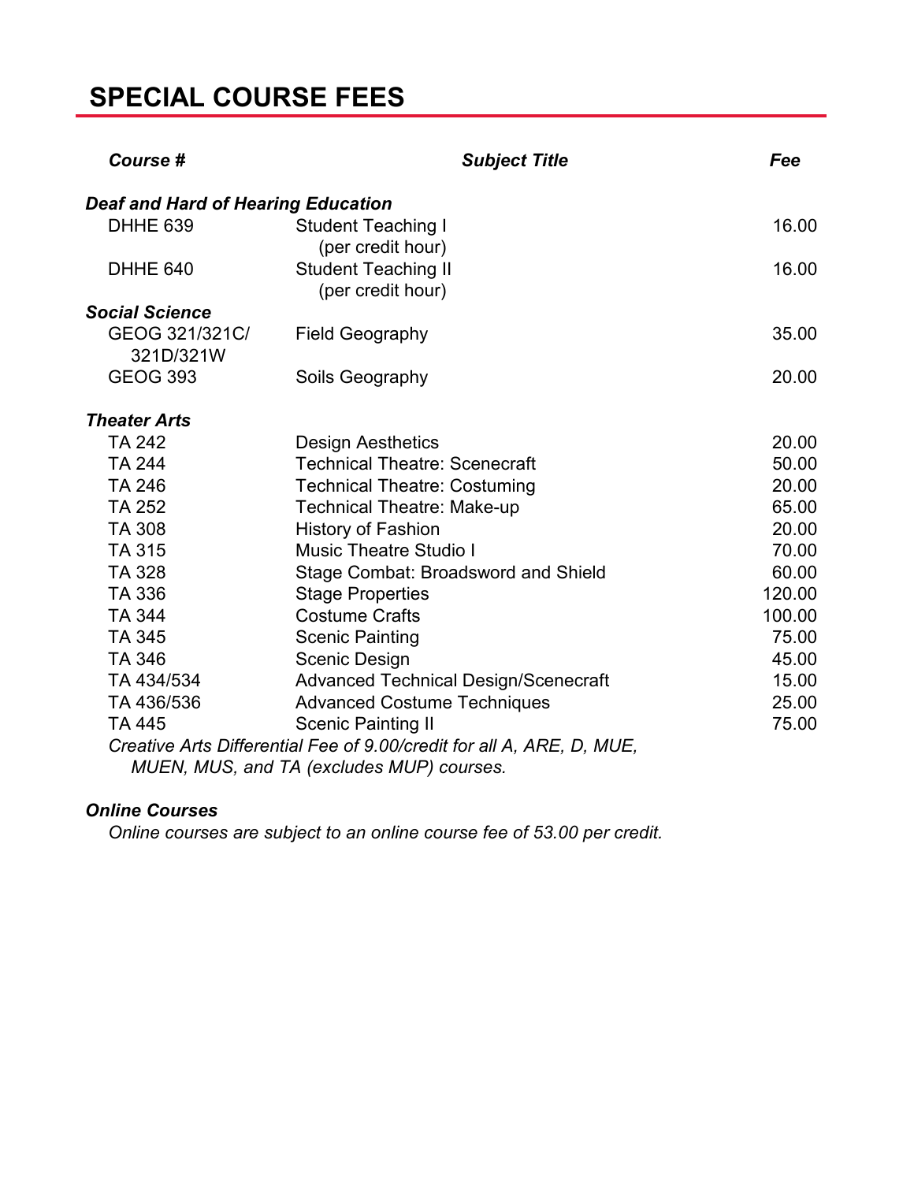# SPECIAL COURSE FEES

| *Course #* | *Subject Title* | *Fee* |
|---|---|---|
| ***Deaf and Hard of Hearing Education*** | | |
| DHHE 639 | Student Teaching I (per credit hour) | 16.00 |
| DHHE 640 | Student Teaching II (per credit hour) | 16.00 |
| ***Social Science*** | | |
| GEOG 321/321C/ 321D/321W | Field Geography | 35.00 |
| GEOG 393 | Soils Geography | 20.00 |
| ***Theater Arts*** | | |
| TA 242 | Design Aesthetics | 20.00 |
| TA 244 | Technical Theatre: Scenecraft | 50.00 |
| TA 246 | Technical Theatre: Costuming | 20.00 |
| TA 252 | Technical Theatre: Make-up | 65.00 |
| TA 308 | History of Fashion | 20.00 |
| TA 315 | Music Theatre Studio I | 70.00 |
| TA 328 | Stage Combat: Broadsword and Shield | 60.00 |
| TA 336 | Stage Properties | 120.00 |
| TA 344 | Costume Crafts | 100.00 |
| TA 345 | Scenic Painting | 75.00 |
| TA 346 | Scenic Design | 45.00 |
| TA 434/534 | Advanced Technical Design/Scenecraft | 15.00 |
| TA 436/536 | Advanced Costume Techniques | 25.00 |
| TA 445 | Scenic Painting II | 75.00 |

*Creative Arts Differential Fee of 9.00/credit for all A, ARE, D, MUE, MUEN, MUS, and TA (excludes MUP) courses.*

***Online Courses***

*Online courses are subject to an online course fee of 53.00 per credit.*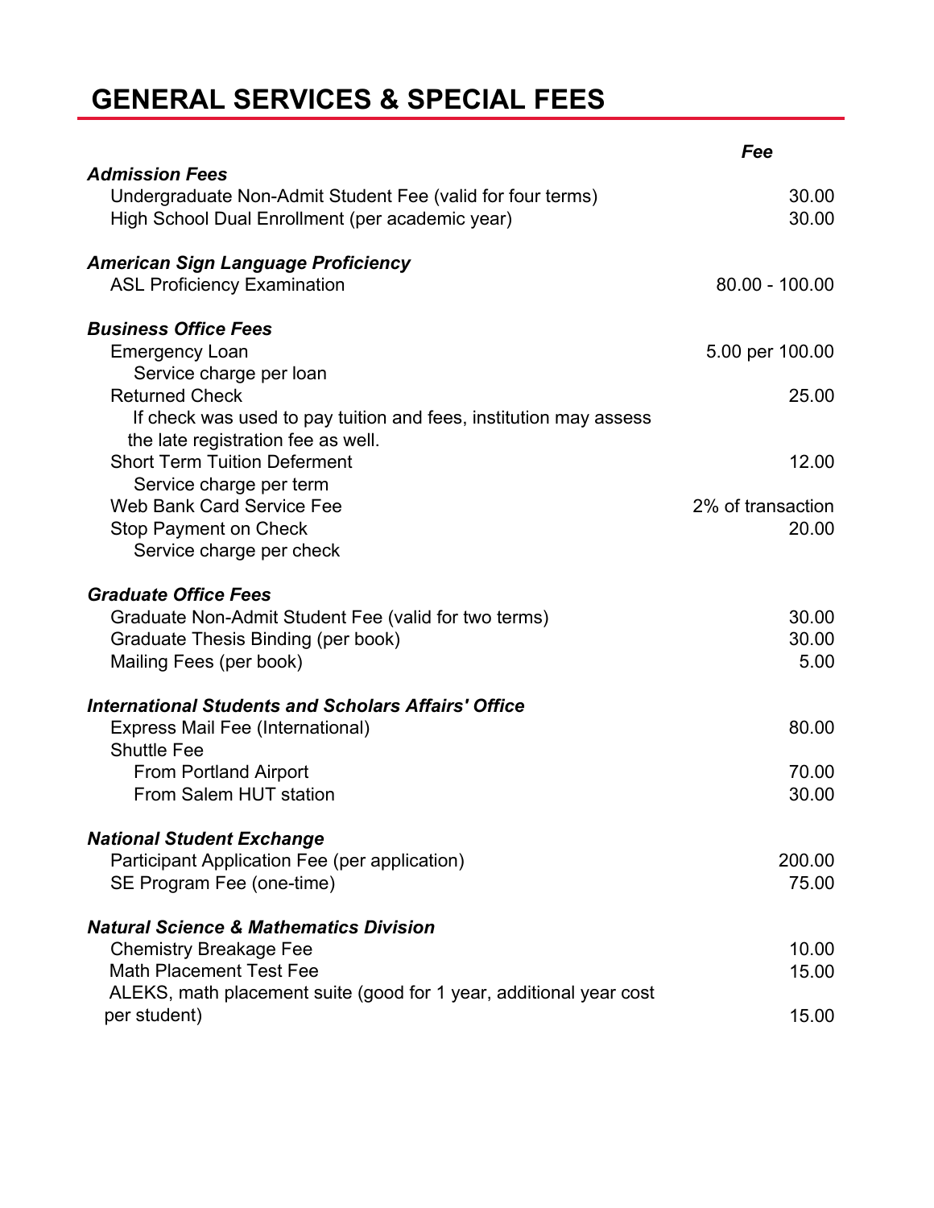# GENERAL SERVICES & SPECIAL FEES

| | Fee |
|---|---|
| ***Admission Fees*** | |
| Undergraduate Non-Admit Student Fee (valid for four terms) | 30.00 |
| High School Dual Enrollment (per academic year) | 30.00 |
| ***American Sign Language Proficiency*** | |
| ASL Proficiency Examination | 80.00 - 100.00 |
| ***Business Office Fees*** | |
| Emergency Loan<br>Service charge per loan | 5.00 per 100.00 |
| Returned Check<br>If check was used to pay tuition and fees, institution may assess the late registration fee as well. | 25.00 |
| Short Term Tuition Deferment<br>Service charge per term | 12.00 |
| Web Bank Card Service Fee | 2% of transaction |
| Stop Payment on Check<br>Service charge per check | 20.00 |
| ***Graduate Office Fees*** | |
| Graduate Non-Admit Student Fee (valid for two terms) | 30.00 |
| Graduate Thesis Binding (per book) | 30.00 |
| Mailing Fees (per book) | 5.00 |
| ***International Students and Scholars Affairs' Office*** | |
| Express Mail Fee (International) | 80.00 |
| Shuttle Fee | |
| From Portland Airport | 70.00 |
| From Salem HUT station | 30.00 |
| ***National Student Exchange*** | |
| Participant Application Fee (per application) | 200.00 |
| SE Program Fee (one-time) | 75.00 |
| ***Natural Science & Mathematics Division*** | |
| Chemistry Breakage Fee | 10.00 |
| Math Placement Test Fee | 15.00 |
| ALEKS, math placement suite (good for 1 year, additional year cost per student) | 15.00 |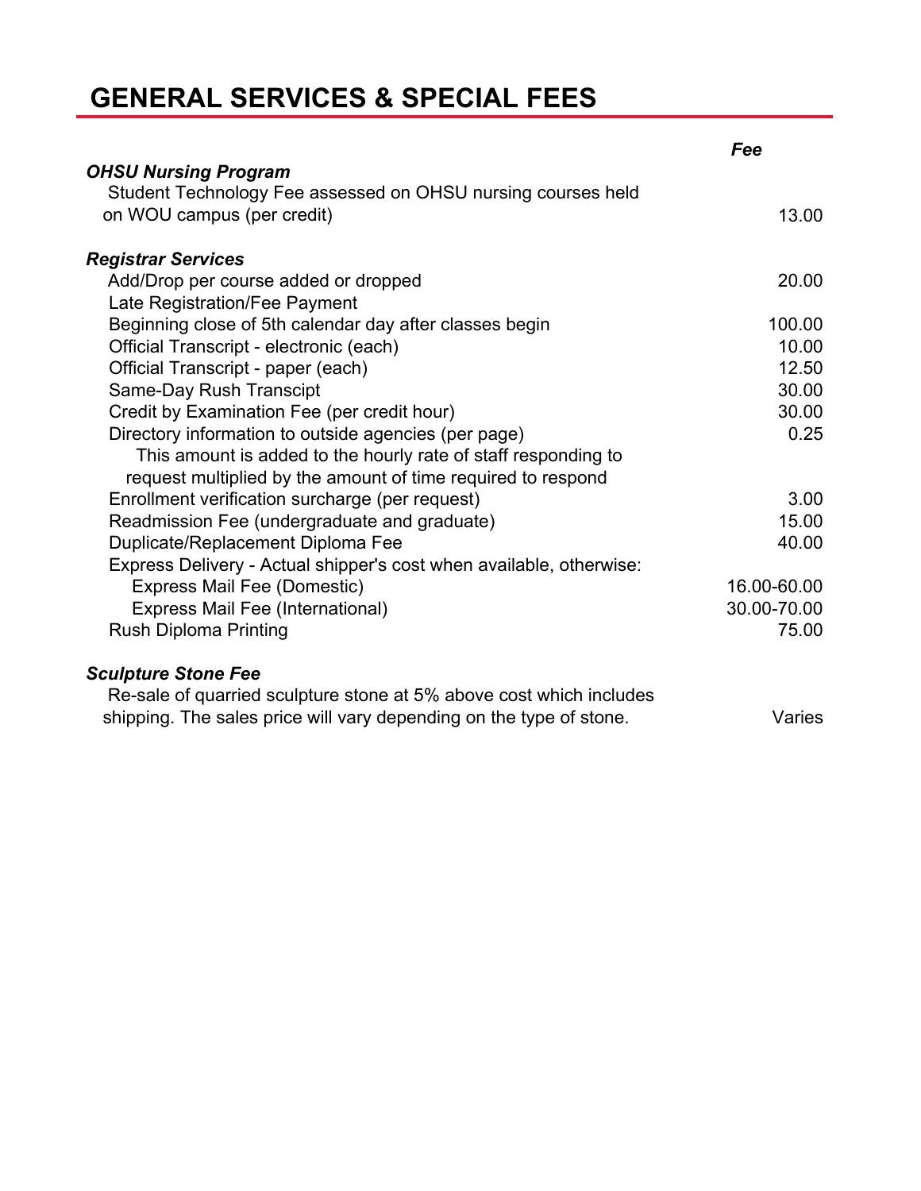# GENERAL SERVICES & SPECIAL FEES

| | Fee |
|---|---|
| ***OHSU Nursing Program*** | |
| Student Technology Fee assessed on OHSU nursing courses held on WOU campus (per credit) | 13.00 |
| ***Registrar Services*** | |
| Add/Drop per course added or dropped | 20.00 |
| Late Registration/Fee Payment | |
| Beginning close of 5th calendar day after classes begin | 100.00 |
| Official Transcript - electronic (each) | 10.00 |
| Official Transcript - paper (each) | 12.50 |
| Same-Day Rush Transcipt | 30.00 |
| Credit by Examination Fee (per credit hour) | 30.00 |
| Directory information to outside agencies (per page) | 0.25 |
| This amount is added to the hourly rate of staff responding to request multiplied by the amount of time required to respond | |
| Enrollment verification surcharge (per request) | 3.00 |
| Readmission Fee (undergraduate and graduate) | 15.00 |
| Duplicate/Replacement Diploma Fee | 40.00 |
| Express Delivery - Actual shipper's cost when available, otherwise: | |
| Express Mail Fee (Domestic) | 16.00-60.00 |
| Express Mail Fee (International) | 30.00-70.00 |
| Rush Diploma Printing | 75.00 |
| ***Sculpture Stone Fee*** | |
| Re-sale of quarried sculpture stone at 5% above cost which includes shipping. The sales price will vary depending on the type of stone. | Varies |